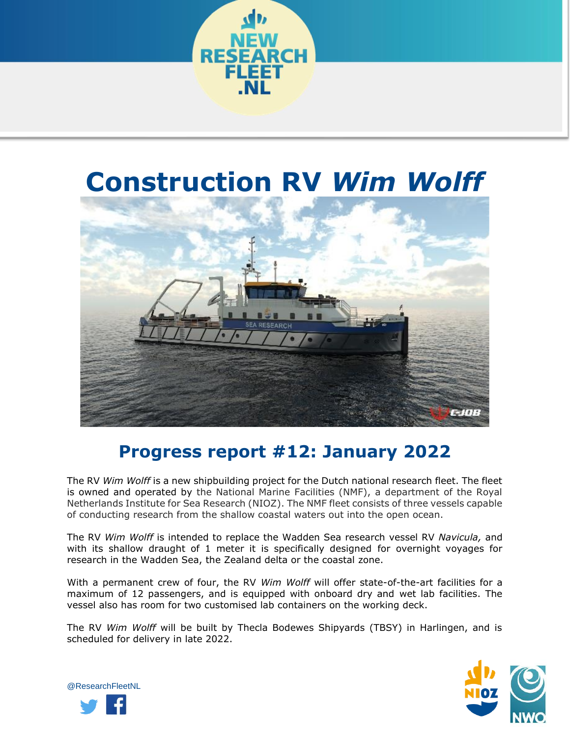# Construction RV *Wim Wolff*

## Progress report #12: January 2022

The RV *Wim Wolff* is a new shipbuilding project for the Dutch national research fleet. The fleet is owned and operated by the National Marine Facilities (NMF), a department of the Royal Netherlands Institute for Sea Research (NIOZ). The NMF fleet consists of three vessels capable of conducting research from the shallow coastal waters out into the open ocean.

The RV *Wim Wolff* is intended to replace the Wadden Sea research vessel RV *Navicula,* and with its shallow draught of 1 meter it is specifically designed for overnight voyages for research in the Wadden Sea, the Zealand delta or the coastal zone.

With a permanent crew of four, the RV *Wim Wolff* will offer state-of-the-art facilities for a maximum of 12 passengers, and is equipped with onboard dry and wet lab facilities. The vessel also has room for two customised lab containers on the working deck.

The RV *Wim Wolff* will be built by Thecla Bodewes Shipyards (TBSY) in Harlingen, and is scheduled for delivery in late 2022.

@ResearchFleetNL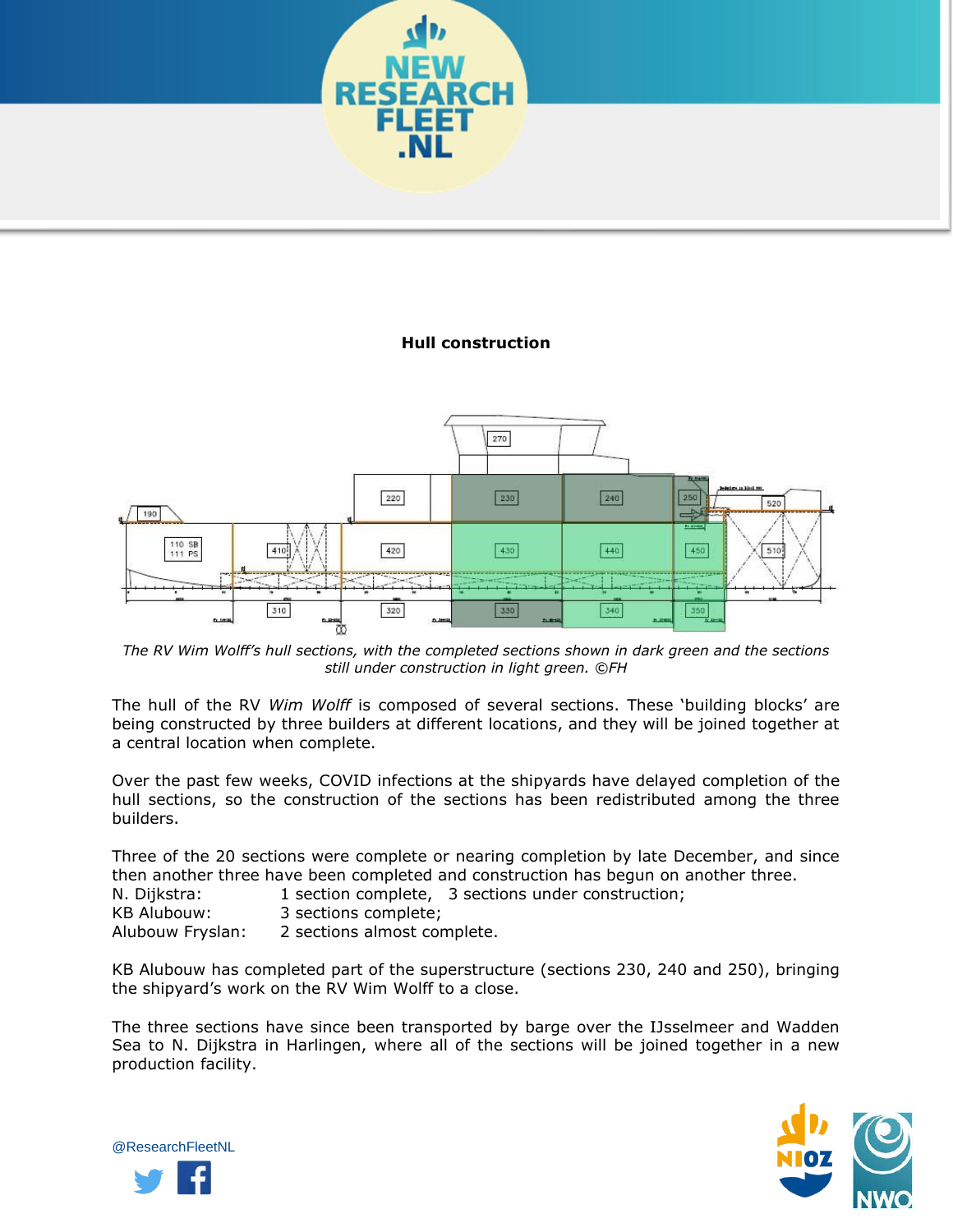**Hull construction**

*The RV Wim Wolff's hull sections, with the completed sections shown in dark green and the sections still under construction in light green. ©FH*

The hull of the RV *Wim Wolff* is composed of several sections. These 'building blocks' are being constructed by three builders at different locations, and they will be joined together at a central location when complete.

Over the past few weeks, COVID infections at the shipyards have delayed completion of the hull sections, so the construction of the sections has been redistributed among the three builders.

Three of the 20 sections were complete or nearing completion by late December, and since then another three have been completed and construction has begun on another three.

N. Dijkstra: 1 section complete, 3 sections under construction;
KB Alubouw: 3 sections complete;
Alubouw Fryslan: 2 sections almost complete.

KB Alubouw has completed part of the superstructure (sections 230, 240 and 250), bringing the shipyard's work on the RV Wim Wolff to a close.

The three sections have since been transported by barge over the IJsselmeer and Wadden Sea to N. Dijkstra in Harlingen, where all of the sections will be joined together in a new production facility.

@ResearchFleetNL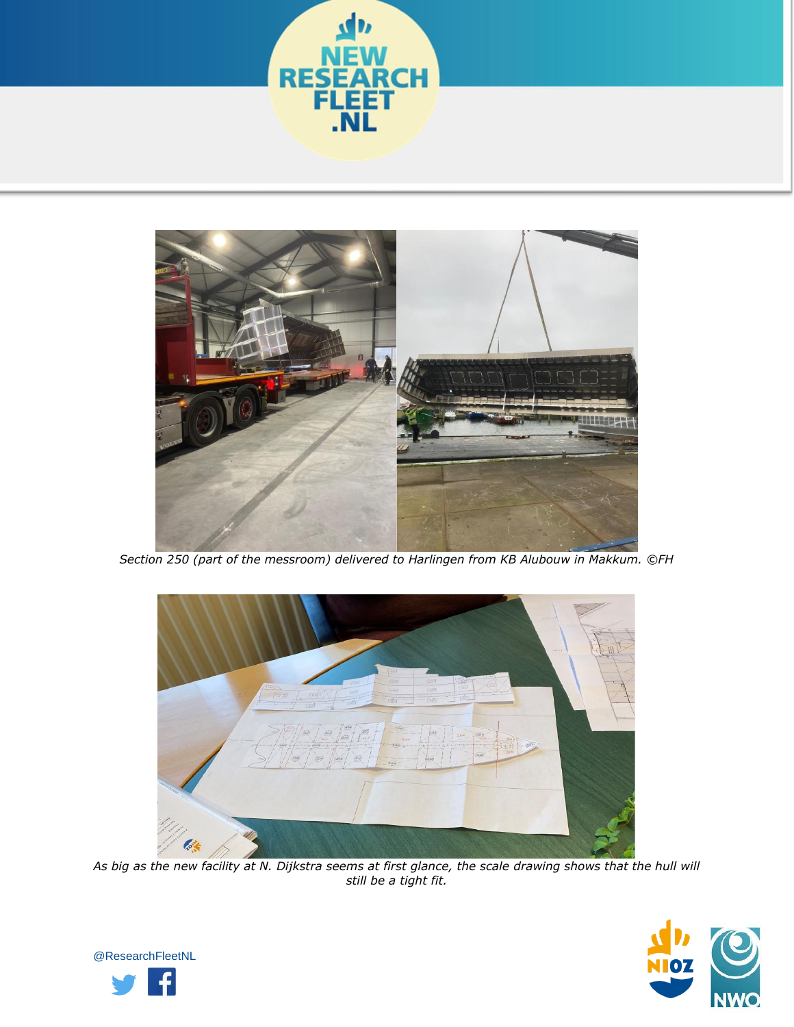Section 250 (part of the messroom) delivered to Harlingen from KB Alubouw in Makkum. ©FH

As big as the new facility at N. Dijkstra seems at first glance, the scale drawing shows that the hull will still be a tight fit.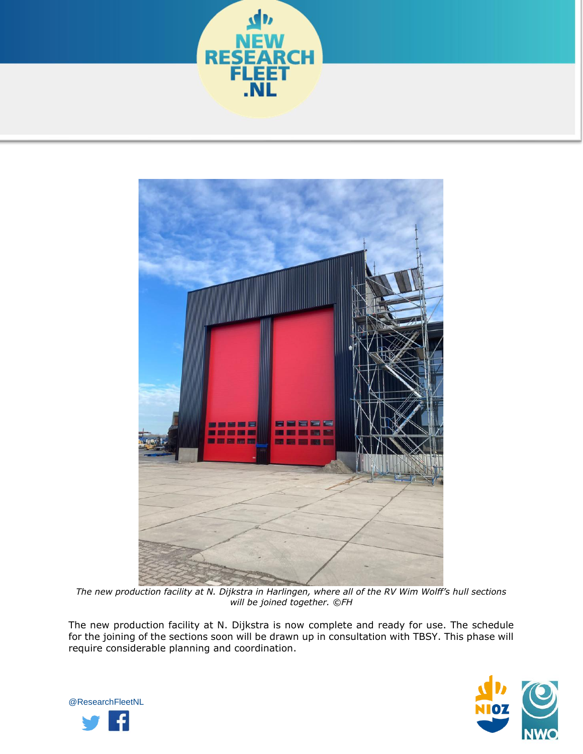*The new production facility at N. Dijkstra in Harlingen, where all of the RV Wim Wolff's hull sections will be joined together. ©FH*

The new production facility at N. Dijkstra is now complete and ready for use. The schedule for the joining of the sections soon will be drawn up in consultation with TBSY. This phase will require considerable planning and coordination.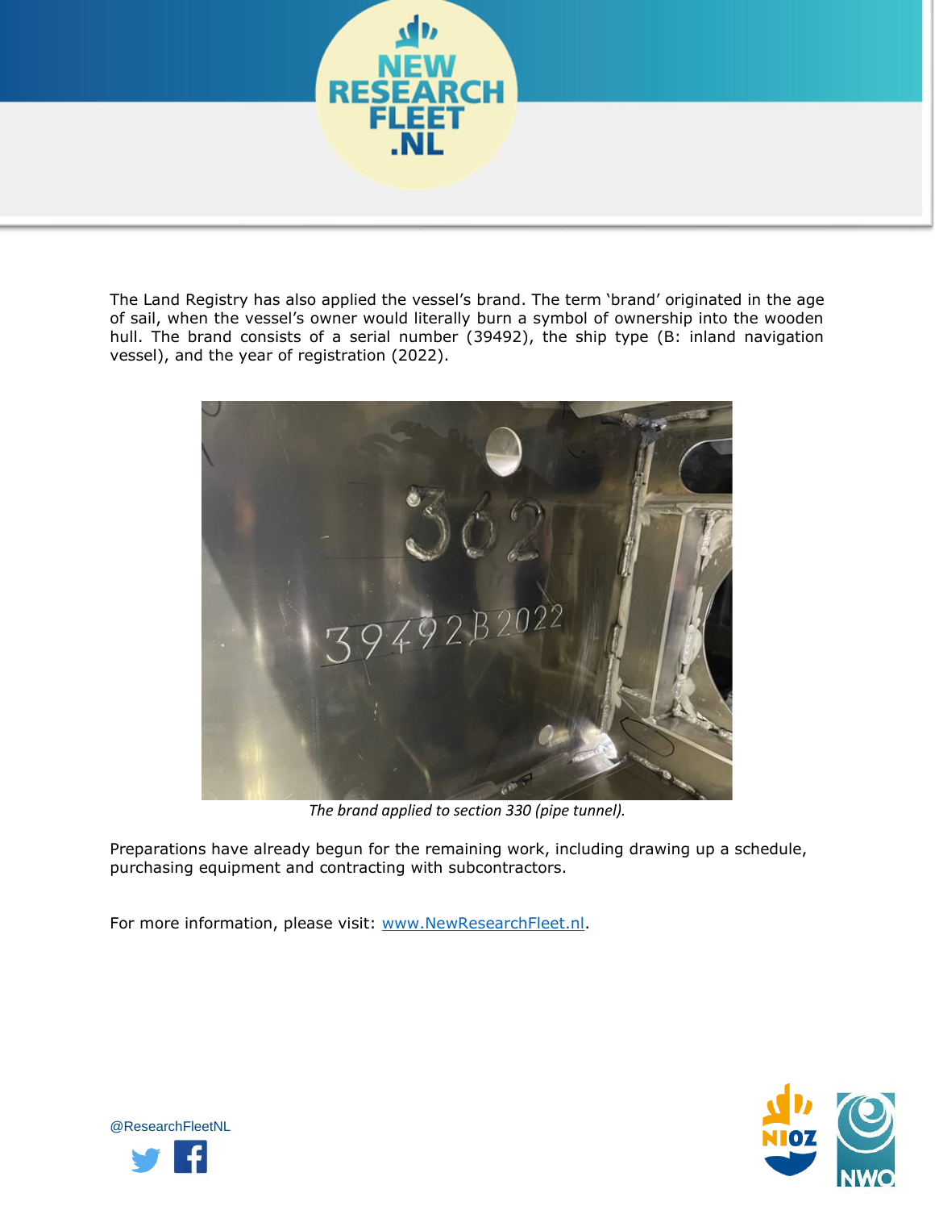The Land Registry has also applied the vessel's brand. The term 'brand' originated in the age of sail, when the vessel's owner would literally burn a symbol of ownership into the wooden hull. The brand consists of a serial number (39492), the ship type (B: inland navigation vessel), and the year of registration (2022).

*The brand applied to section 330 (pipe tunnel).*

Preparations have already begun for the remaining work, including drawing up a schedule, purchasing equipment and contracting with subcontractors.

For more information, please visit: [www.NewResearchFleet.nl](http://www.NewResearchFleet.nl).

@ResearchFleetNL